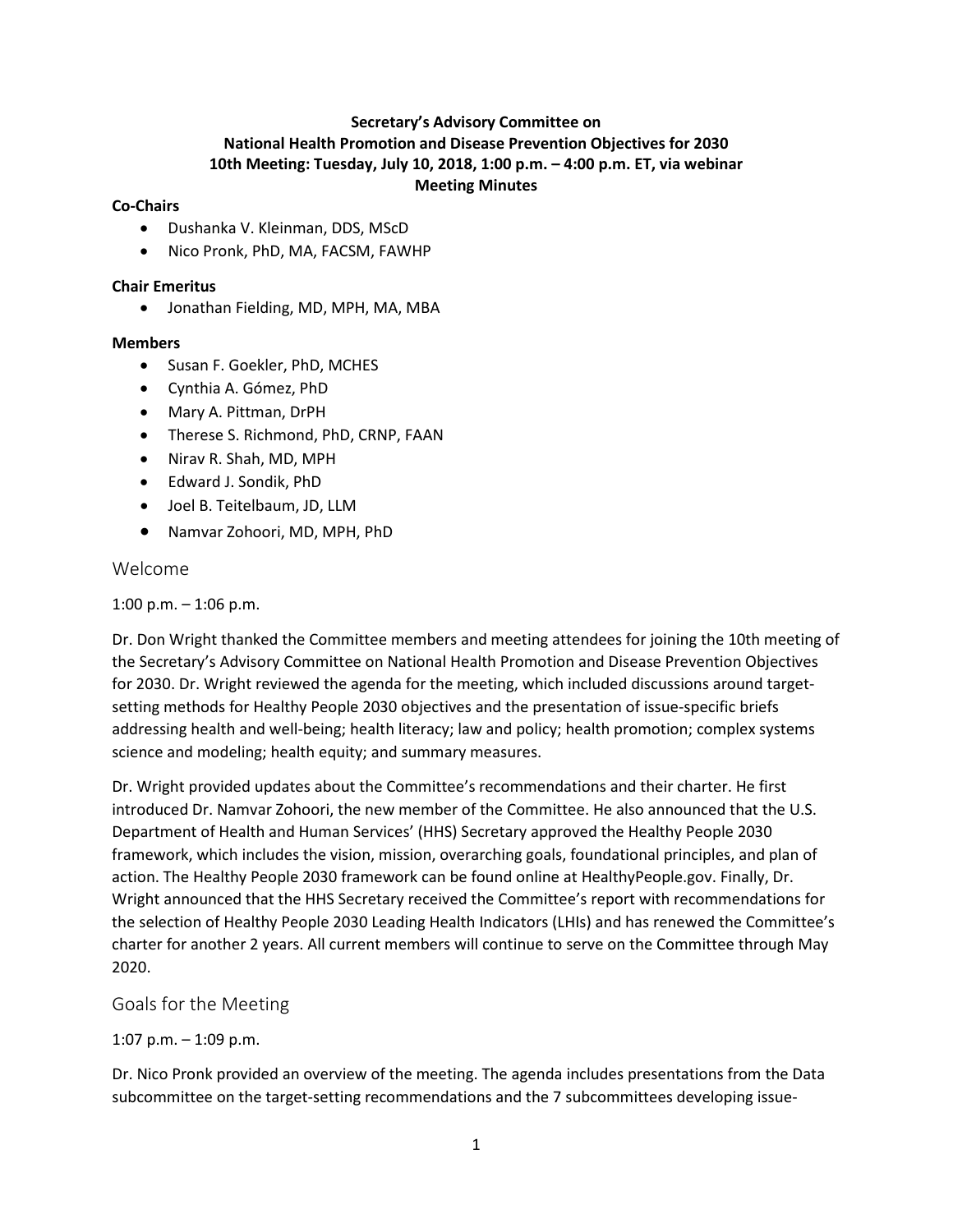**Secretary's Advisory Committee on**
**National Health Promotion and Disease Prevention Objectives for 2030**
**10th Meeting: Tuesday, July 10, 2018, 1:00 p.m. – 4:00 p.m. ET, via webinar**
**Meeting Minutes**

**Co-Chairs**

- Dushanka V. Kleinman, DDS, MScD
- Nico Pronk, PhD, MA, FACSM, FAWHP

**Chair Emeritus**

- Jonathan Fielding, MD, MPH, MA, MBA

**Members**

- Susan F. Goekler, PhD, MCHES
- Cynthia A. Gómez, PhD
- Mary A. Pittman, DrPH
- Therese S. Richmond, PhD, CRNP, FAAN
- Nirav R. Shah, MD, MPH
- Edward J. Sondik, PhD
- Joel B. Teitelbaum, JD, LLM
- Namvar Zohoori, MD, MPH, PhD

## Welcome

1:00 p.m. – 1:06 p.m.

Dr. Don Wright thanked the Committee members and meeting attendees for joining the 10th meeting of the Secretary's Advisory Committee on National Health Promotion and Disease Prevention Objectives for 2030. Dr. Wright reviewed the agenda for the meeting, which included discussions around target-setting methods for Healthy People 2030 objectives and the presentation of issue-specific briefs addressing health and well-being; health literacy; law and policy; health promotion; complex systems science and modeling; health equity; and summary measures.

Dr. Wright provided updates about the Committee's recommendations and their charter. He first introduced Dr. Namvar Zohoori, the new member of the Committee. He also announced that the U.S. Department of Health and Human Services' (HHS) Secretary approved the Healthy People 2030 framework, which includes the vision, mission, overarching goals, foundational principles, and plan of action. The Healthy People 2030 framework can be found online at HealthyPeople.gov. Finally, Dr. Wright announced that the HHS Secretary received the Committee's report with recommendations for the selection of Healthy People 2030 Leading Health Indicators (LHIs) and has renewed the Committee's charter for another 2 years. All current members will continue to serve on the Committee through May 2020.

## Goals for the Meeting

1:07 p.m. – 1:09 p.m.

Dr. Nico Pronk provided an overview of the meeting. The agenda includes presentations from the Data subcommittee on the target-setting recommendations and the 7 subcommittees developing issue-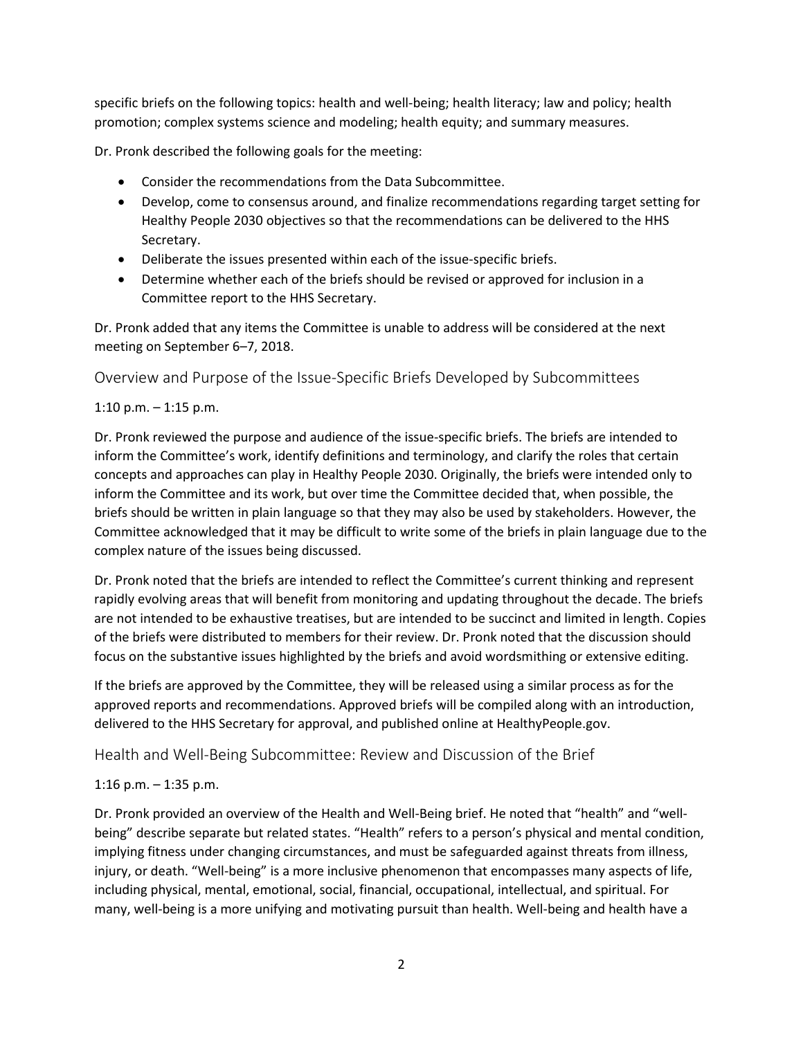specific briefs on the following topics: health and well-being; health literacy; law and policy; health promotion; complex systems science and modeling; health equity; and summary measures.

Dr. Pronk described the following goals for the meeting:

- Consider the recommendations from the Data Subcommittee.
- Develop, come to consensus around, and finalize recommendations regarding target setting for Healthy People 2030 objectives so that the recommendations can be delivered to the HHS Secretary.
- Deliberate the issues presented within each of the issue-specific briefs.
- Determine whether each of the briefs should be revised or approved for inclusion in a Committee report to the HHS Secretary.

Dr. Pronk added that any items the Committee is unable to address will be considered at the next meeting on September 6–7, 2018.

## Overview and Purpose of the Issue-Specific Briefs Developed by Subcommittees

1:10 p.m. – 1:15 p.m.

Dr. Pronk reviewed the purpose and audience of the issue-specific briefs. The briefs are intended to inform the Committee's work, identify definitions and terminology, and clarify the roles that certain concepts and approaches can play in Healthy People 2030. Originally, the briefs were intended only to inform the Committee and its work, but over time the Committee decided that, when possible, the briefs should be written in plain language so that they may also be used by stakeholders. However, the Committee acknowledged that it may be difficult to write some of the briefs in plain language due to the complex nature of the issues being discussed.

Dr. Pronk noted that the briefs are intended to reflect the Committee's current thinking and represent rapidly evolving areas that will benefit from monitoring and updating throughout the decade. The briefs are not intended to be exhaustive treatises, but are intended to be succinct and limited in length. Copies of the briefs were distributed to members for their review. Dr. Pronk noted that the discussion should focus on the substantive issues highlighted by the briefs and avoid wordsmithing or extensive editing.

If the briefs are approved by the Committee, they will be released using a similar process as for the approved reports and recommendations. Approved briefs will be compiled along with an introduction, delivered to the HHS Secretary for approval, and published online at HealthyPeople.gov.

## Health and Well-Being Subcommittee: Review and Discussion of the Brief

1:16 p.m. – 1:35 p.m.

Dr. Pronk provided an overview of the Health and Well-Being brief. He noted that "health" and "well-being" describe separate but related states. "Health" refers to a person's physical and mental condition, implying fitness under changing circumstances, and must be safeguarded against threats from illness, injury, or death. "Well-being" is a more inclusive phenomenon that encompasses many aspects of life, including physical, mental, emotional, social, financial, occupational, intellectual, and spiritual. For many, well-being is a more unifying and motivating pursuit than health. Well-being and health have a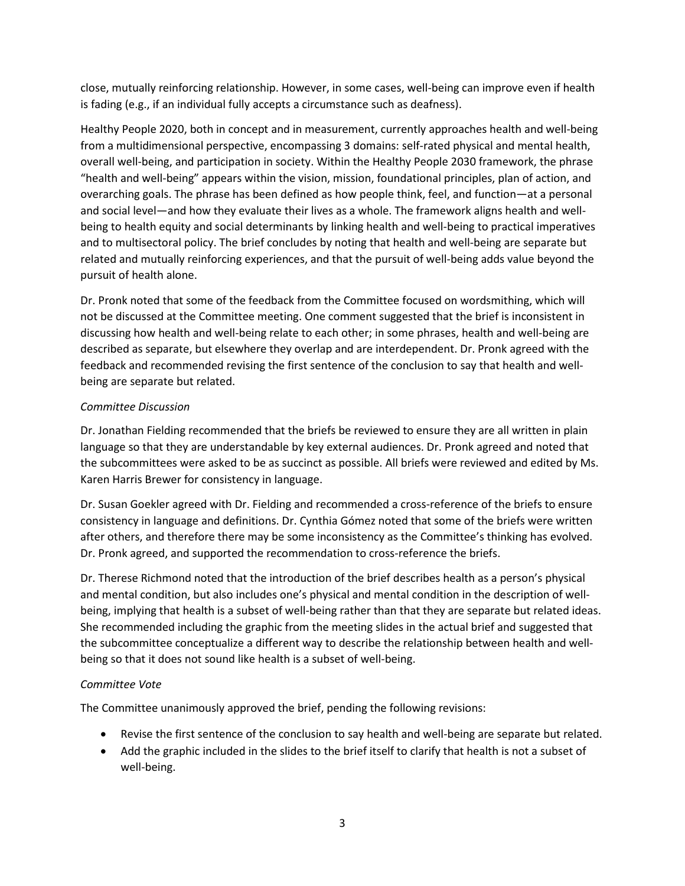close, mutually reinforcing relationship. However, in some cases, well-being can improve even if health is fading (e.g., if an individual fully accepts a circumstance such as deafness).

Healthy People 2020, both in concept and in measurement, currently approaches health and well-being from a multidimensional perspective, encompassing 3 domains: self-rated physical and mental health, overall well-being, and participation in society. Within the Healthy People 2030 framework, the phrase "health and well-being" appears within the vision, mission, foundational principles, plan of action, and overarching goals. The phrase has been defined as how people think, feel, and function—at a personal and social level—and how they evaluate their lives as a whole. The framework aligns health and well-being to health equity and social determinants by linking health and well-being to practical imperatives and to multisectoral policy. The brief concludes by noting that health and well-being are separate but related and mutually reinforcing experiences, and that the pursuit of well-being adds value beyond the pursuit of health alone.

Dr. Pronk noted that some of the feedback from the Committee focused on wordsmithing, which will not be discussed at the Committee meeting. One comment suggested that the brief is inconsistent in discussing how health and well-being relate to each other; in some phrases, health and well-being are described as separate, but elsewhere they overlap and are interdependent. Dr. Pronk agreed with the feedback and recommended revising the first sentence of the conclusion to say that health and well-being are separate but related.

*Committee Discussion*

Dr. Jonathan Fielding recommended that the briefs be reviewed to ensure they are all written in plain language so that they are understandable by key external audiences. Dr. Pronk agreed and noted that the subcommittees were asked to be as succinct as possible. All briefs were reviewed and edited by Ms. Karen Harris Brewer for consistency in language.

Dr. Susan Goekler agreed with Dr. Fielding and recommended a cross-reference of the briefs to ensure consistency in language and definitions. Dr. Cynthia Gómez noted that some of the briefs were written after others, and therefore there may be some inconsistency as the Committee's thinking has evolved. Dr. Pronk agreed, and supported the recommendation to cross-reference the briefs.

Dr. Therese Richmond noted that the introduction of the brief describes health as a person's physical and mental condition, but also includes one's physical and mental condition in the description of well-being, implying that health is a subset of well-being rather than that they are separate but related ideas. She recommended including the graphic from the meeting slides in the actual brief and suggested that the subcommittee conceptualize a different way to describe the relationship between health and well-being so that it does not sound like health is a subset of well-being.

*Committee Vote*

The Committee unanimously approved the brief, pending the following revisions:

- Revise the first sentence of the conclusion to say health and well-being are separate but related.
- Add the graphic included in the slides to the brief itself to clarify that health is not a subset of well-being.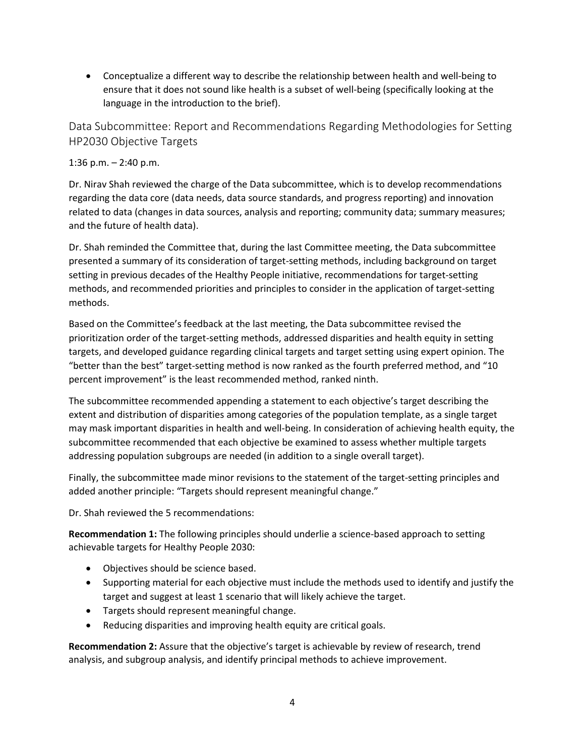- Conceptualize a different way to describe the relationship between health and well-being to ensure that it does not sound like health is a subset of well-being (specifically looking at the language in the introduction to the brief).

## Data Subcommittee: Report and Recommendations Regarding Methodologies for Setting HP2030 Objective Targets

1:36 p.m. – 2:40 p.m.

Dr. Nirav Shah reviewed the charge of the Data subcommittee, which is to develop recommendations regarding the data core (data needs, data source standards, and progress reporting) and innovation related to data (changes in data sources, analysis and reporting; community data; summary measures; and the future of health data).

Dr. Shah reminded the Committee that, during the last Committee meeting, the Data subcommittee presented a summary of its consideration of target-setting methods, including background on target setting in previous decades of the Healthy People initiative, recommendations for target-setting methods, and recommended priorities and principles to consider in the application of target-setting methods.

Based on the Committee's feedback at the last meeting, the Data subcommittee revised the prioritization order of the target-setting methods, addressed disparities and health equity in setting targets, and developed guidance regarding clinical targets and target setting using expert opinion. The "better than the best" target-setting method is now ranked as the fourth preferred method, and "10 percent improvement" is the least recommended method, ranked ninth.

The subcommittee recommended appending a statement to each objective's target describing the extent and distribution of disparities among categories of the population template, as a single target may mask important disparities in health and well-being. In consideration of achieving health equity, the subcommittee recommended that each objective be examined to assess whether multiple targets addressing population subgroups are needed (in addition to a single overall target).

Finally, the subcommittee made minor revisions to the statement of the target-setting principles and added another principle: "Targets should represent meaningful change."

Dr. Shah reviewed the 5 recommendations:

**Recommendation 1:** The following principles should underlie a science-based approach to setting achievable targets for Healthy People 2030:

- Objectives should be science based.
- Supporting material for each objective must include the methods used to identify and justify the target and suggest at least 1 scenario that will likely achieve the target.
- Targets should represent meaningful change.
- Reducing disparities and improving health equity are critical goals.

**Recommendation 2:** Assure that the objective's target is achievable by review of research, trend analysis, and subgroup analysis, and identify principal methods to achieve improvement.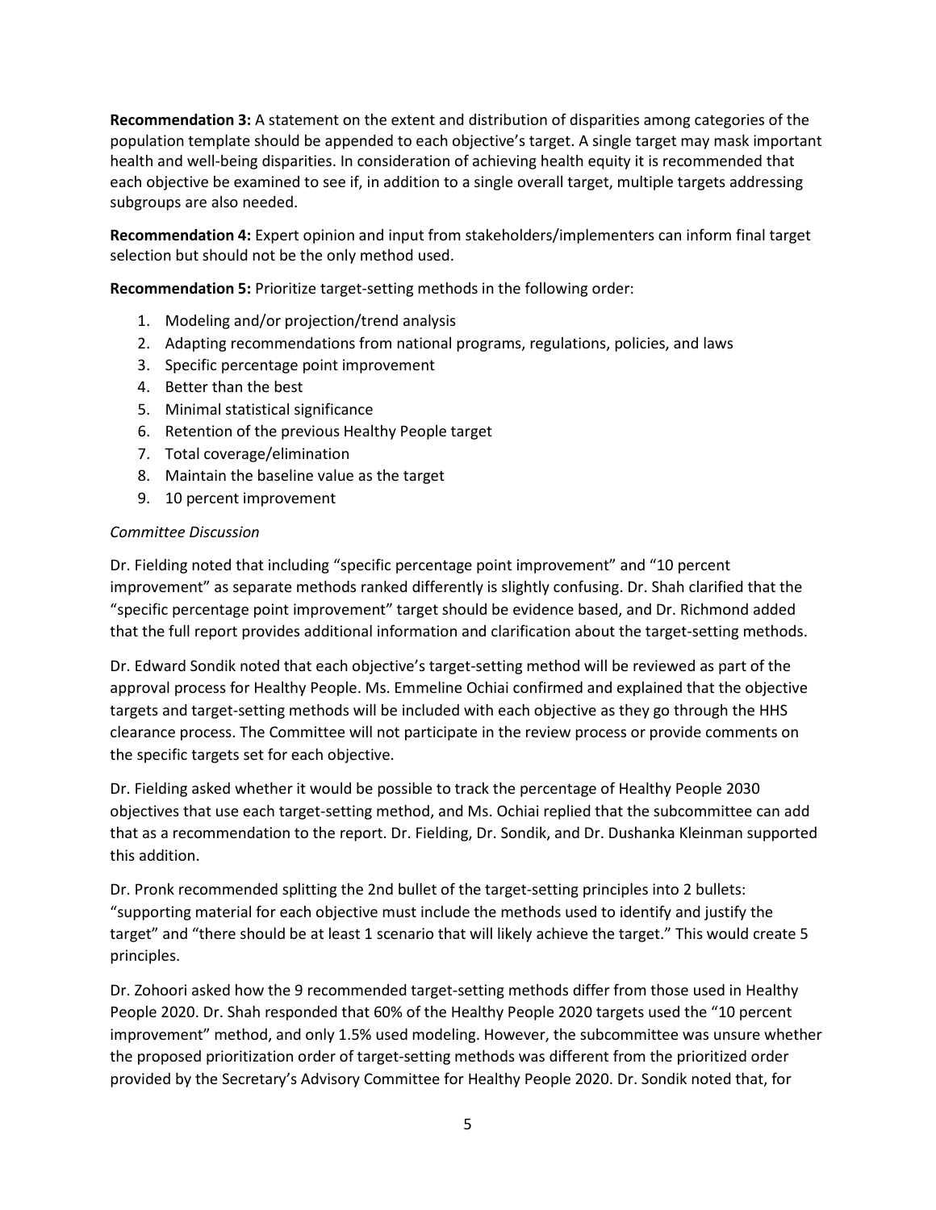**Recommendation 3:** A statement on the extent and distribution of disparities among categories of the population template should be appended to each objective's target. A single target may mask important health and well-being disparities. In consideration of achieving health equity it is recommended that each objective be examined to see if, in addition to a single overall target, multiple targets addressing subgroups are also needed.

**Recommendation 4:** Expert opinion and input from stakeholders/implementers can inform final target selection but should not be the only method used.

**Recommendation 5:** Prioritize target-setting methods in the following order:

1. Modeling and/or projection/trend analysis
2. Adapting recommendations from national programs, regulations, policies, and laws
3. Specific percentage point improvement
4. Better than the best
5. Minimal statistical significance
6. Retention of the previous Healthy People target
7. Total coverage/elimination
8. Maintain the baseline value as the target
9. 10 percent improvement

*Committee Discussion*

Dr. Fielding noted that including "specific percentage point improvement" and "10 percent improvement" as separate methods ranked differently is slightly confusing. Dr. Shah clarified that the "specific percentage point improvement" target should be evidence based, and Dr. Richmond added that the full report provides additional information and clarification about the target-setting methods.

Dr. Edward Sondik noted that each objective's target-setting method will be reviewed as part of the approval process for Healthy People. Ms. Emmeline Ochiai confirmed and explained that the objective targets and target-setting methods will be included with each objective as they go through the HHS clearance process. The Committee will not participate in the review process or provide comments on the specific targets set for each objective.

Dr. Fielding asked whether it would be possible to track the percentage of Healthy People 2030 objectives that use each target-setting method, and Ms. Ochiai replied that the subcommittee can add that as a recommendation to the report. Dr. Fielding, Dr. Sondik, and Dr. Dushanka Kleinman supported this addition.

Dr. Pronk recommended splitting the 2nd bullet of the target-setting principles into 2 bullets: "supporting material for each objective must include the methods used to identify and justify the target" and "there should be at least 1 scenario that will likely achieve the target." This would create 5 principles.

Dr. Zohoori asked how the 9 recommended target-setting methods differ from those used in Healthy People 2020. Dr. Shah responded that 60% of the Healthy People 2020 targets used the "10 percent improvement" method, and only 1.5% used modeling. However, the subcommittee was unsure whether the proposed prioritization order of target-setting methods was different from the prioritized order provided by the Secretary's Advisory Committee for Healthy People 2020. Dr. Sondik noted that, for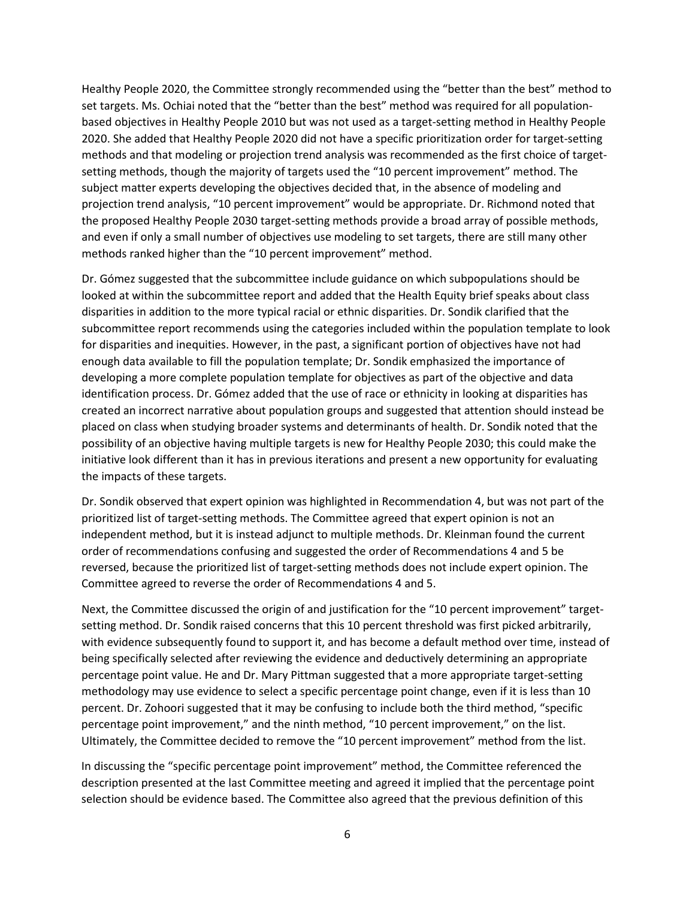Healthy People 2020, the Committee strongly recommended using the "better than the best" method to set targets. Ms. Ochiai noted that the "better than the best" method was required for all population-based objectives in Healthy People 2010 but was not used as a target-setting method in Healthy People 2020. She added that Healthy People 2020 did not have a specific prioritization order for target-setting methods and that modeling or projection trend analysis was recommended as the first choice of target-setting methods, though the majority of targets used the "10 percent improvement" method. The subject matter experts developing the objectives decided that, in the absence of modeling and projection trend analysis, "10 percent improvement" would be appropriate. Dr. Richmond noted that the proposed Healthy People 2030 target-setting methods provide a broad array of possible methods, and even if only a small number of objectives use modeling to set targets, there are still many other methods ranked higher than the "10 percent improvement" method.

Dr. Gómez suggested that the subcommittee include guidance on which subpopulations should be looked at within the subcommittee report and added that the Health Equity brief speaks about class disparities in addition to the more typical racial or ethnic disparities. Dr. Sondik clarified that the subcommittee report recommends using the categories included within the population template to look for disparities and inequities. However, in the past, a significant portion of objectives have not had enough data available to fill the population template; Dr. Sondik emphasized the importance of developing a more complete population template for objectives as part of the objective and data identification process. Dr. Gómez added that the use of race or ethnicity in looking at disparities has created an incorrect narrative about population groups and suggested that attention should instead be placed on class when studying broader systems and determinants of health. Dr. Sondik noted that the possibility of an objective having multiple targets is new for Healthy People 2030; this could make the initiative look different than it has in previous iterations and present a new opportunity for evaluating the impacts of these targets.

Dr. Sondik observed that expert opinion was highlighted in Recommendation 4, but was not part of the prioritized list of target-setting methods. The Committee agreed that expert opinion is not an independent method, but it is instead adjunct to multiple methods. Dr. Kleinman found the current order of recommendations confusing and suggested the order of Recommendations 4 and 5 be reversed, because the prioritized list of target-setting methods does not include expert opinion. The Committee agreed to reverse the order of Recommendations 4 and 5.

Next, the Committee discussed the origin of and justification for the "10 percent improvement" target-setting method. Dr. Sondik raised concerns that this 10 percent threshold was first picked arbitrarily, with evidence subsequently found to support it, and has become a default method over time, instead of being specifically selected after reviewing the evidence and deductively determining an appropriate percentage point value. He and Dr. Mary Pittman suggested that a more appropriate target-setting methodology may use evidence to select a specific percentage point change, even if it is less than 10 percent. Dr. Zohoori suggested that it may be confusing to include both the third method, "specific percentage point improvement," and the ninth method, "10 percent improvement," on the list. Ultimately, the Committee decided to remove the "10 percent improvement" method from the list.

In discussing the "specific percentage point improvement" method, the Committee referenced the description presented at the last Committee meeting and agreed it implied that the percentage point selection should be evidence based. The Committee also agreed that the previous definition of this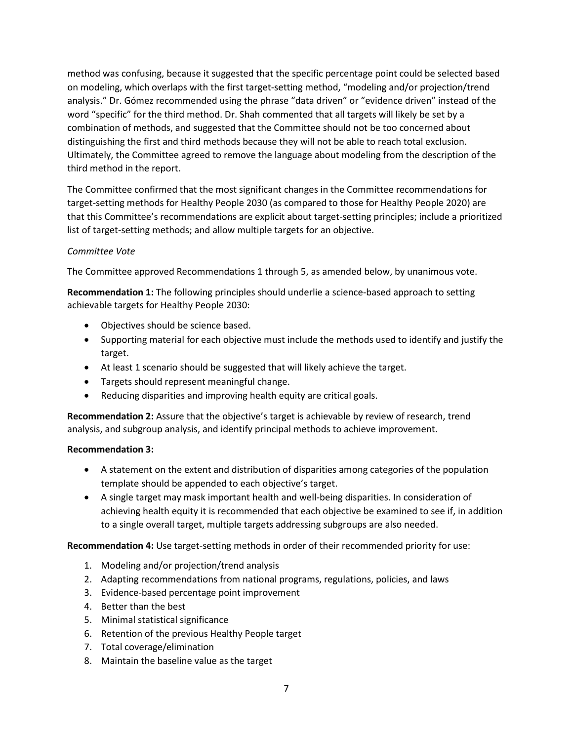method was confusing, because it suggested that the specific percentage point could be selected based on modeling, which overlaps with the first target-setting method, "modeling and/or projection/trend analysis." Dr. Gómez recommended using the phrase "data driven" or "evidence driven" instead of the word "specific" for the third method. Dr. Shah commented that all targets will likely be set by a combination of methods, and suggested that the Committee should not be too concerned about distinguishing the first and third methods because they will not be able to reach total exclusion. Ultimately, the Committee agreed to remove the language about modeling from the description of the third method in the report.

The Committee confirmed that the most significant changes in the Committee recommendations for target-setting methods for Healthy People 2030 (as compared to those for Healthy People 2020) are that this Committee's recommendations are explicit about target-setting principles; include a prioritized list of target-setting methods; and allow multiple targets for an objective.

*Committee Vote*

The Committee approved Recommendations 1 through 5, as amended below, by unanimous vote.

**Recommendation 1:** The following principles should underlie a science-based approach to setting achievable targets for Healthy People 2030:

- Objectives should be science based.
- Supporting material for each objective must include the methods used to identify and justify the target.
- At least 1 scenario should be suggested that will likely achieve the target.
- Targets should represent meaningful change.
- Reducing disparities and improving health equity are critical goals.

**Recommendation 2:** Assure that the objective's target is achievable by review of research, trend analysis, and subgroup analysis, and identify principal methods to achieve improvement.

**Recommendation 3:**

- A statement on the extent and distribution of disparities among categories of the population template should be appended to each objective's target.
- A single target may mask important health and well-being disparities. In consideration of achieving health equity it is recommended that each objective be examined to see if, in addition to a single overall target, multiple targets addressing subgroups are also needed.

**Recommendation 4:** Use target-setting methods in order of their recommended priority for use:

1. Modeling and/or projection/trend analysis
2. Adapting recommendations from national programs, regulations, policies, and laws
3. Evidence-based percentage point improvement
4. Better than the best
5. Minimal statistical significance
6. Retention of the previous Healthy People target
7. Total coverage/elimination
8. Maintain the baseline value as the target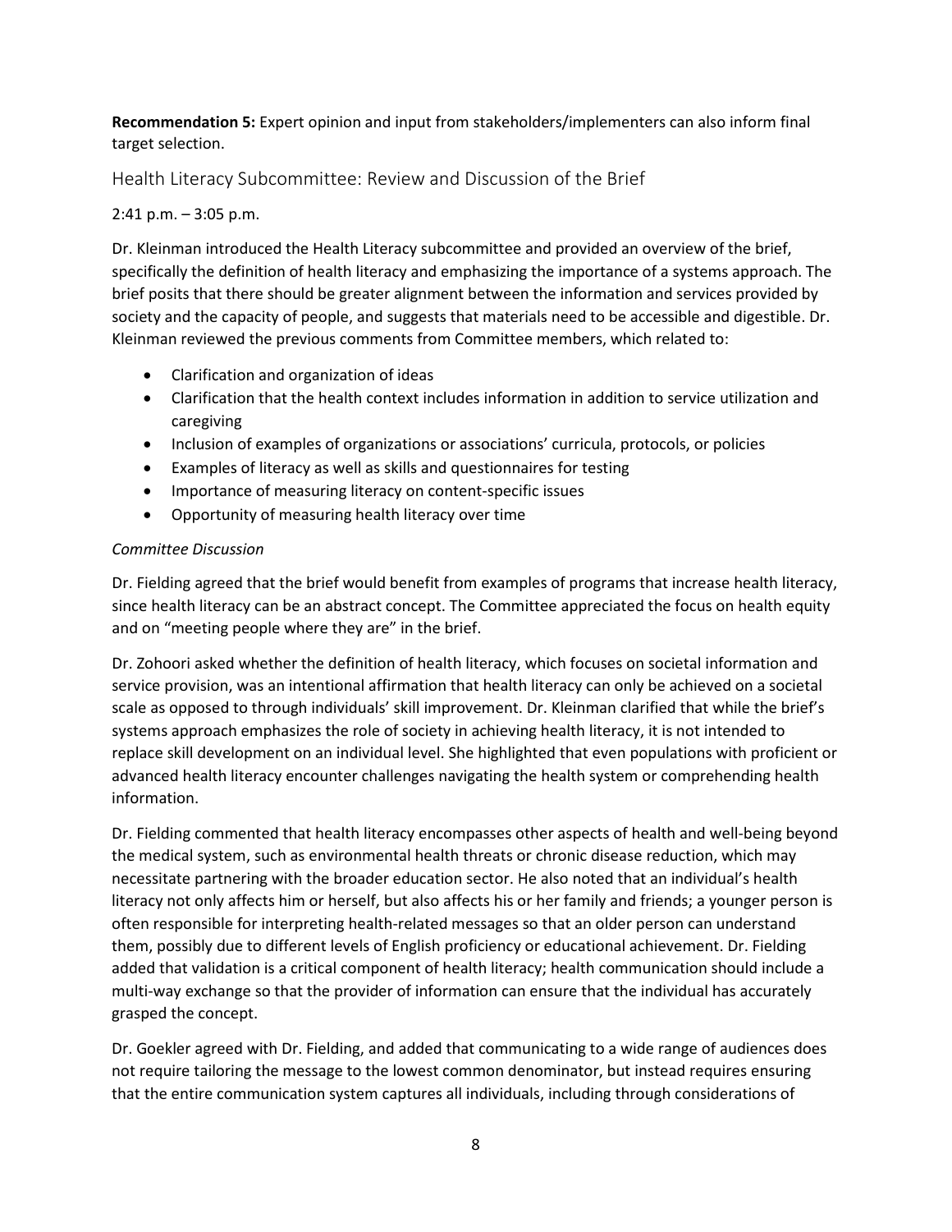**Recommendation 5:** Expert opinion and input from stakeholders/implementers can also inform final target selection.

## Health Literacy Subcommittee: Review and Discussion of the Brief

2:41 p.m. – 3:05 p.m.

Dr. Kleinman introduced the Health Literacy subcommittee and provided an overview of the brief, specifically the definition of health literacy and emphasizing the importance of a systems approach. The brief posits that there should be greater alignment between the information and services provided by society and the capacity of people, and suggests that materials need to be accessible and digestible. Dr. Kleinman reviewed the previous comments from Committee members, which related to:

- Clarification and organization of ideas
- Clarification that the health context includes information in addition to service utilization and caregiving
- Inclusion of examples of organizations or associations' curricula, protocols, or policies
- Examples of literacy as well as skills and questionnaires for testing
- Importance of measuring literacy on content-specific issues
- Opportunity of measuring health literacy over time

*Committee Discussion*

Dr. Fielding agreed that the brief would benefit from examples of programs that increase health literacy, since health literacy can be an abstract concept. The Committee appreciated the focus on health equity and on "meeting people where they are" in the brief.

Dr. Zohoori asked whether the definition of health literacy, which focuses on societal information and service provision, was an intentional affirmation that health literacy can only be achieved on a societal scale as opposed to through individuals' skill improvement. Dr. Kleinman clarified that while the brief's systems approach emphasizes the role of society in achieving health literacy, it is not intended to replace skill development on an individual level. She highlighted that even populations with proficient or advanced health literacy encounter challenges navigating the health system or comprehending health information.

Dr. Fielding commented that health literacy encompasses other aspects of health and well-being beyond the medical system, such as environmental health threats or chronic disease reduction, which may necessitate partnering with the broader education sector. He also noted that an individual's health literacy not only affects him or herself, but also affects his or her family and friends; a younger person is often responsible for interpreting health-related messages so that an older person can understand them, possibly due to different levels of English proficiency or educational achievement. Dr. Fielding added that validation is a critical component of health literacy; health communication should include a multi-way exchange so that the provider of information can ensure that the individual has accurately grasped the concept.

Dr. Goekler agreed with Dr. Fielding, and added that communicating to a wide range of audiences does not require tailoring the message to the lowest common denominator, but instead requires ensuring that the entire communication system captures all individuals, including through considerations of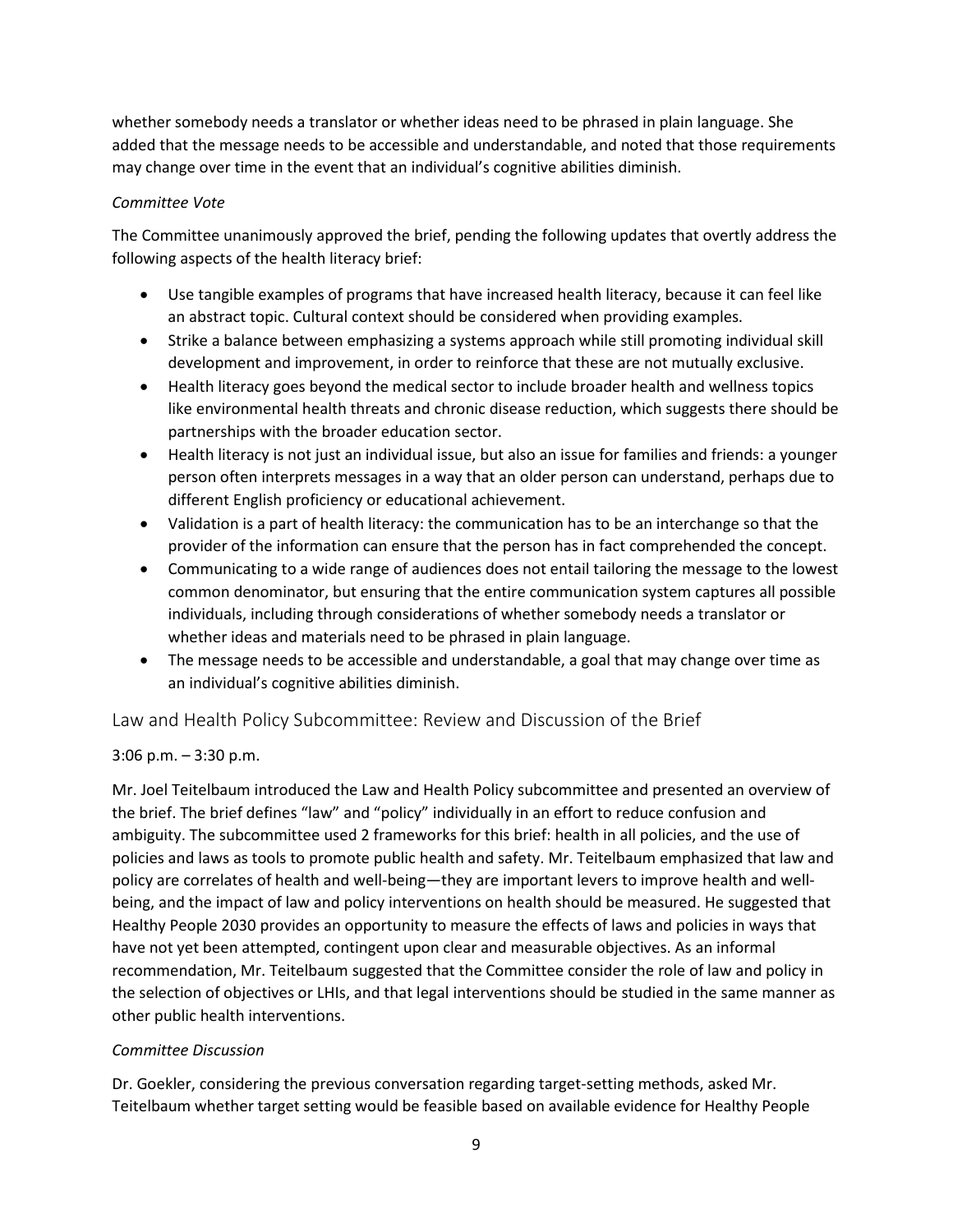whether somebody needs a translator or whether ideas need to be phrased in plain language. She added that the message needs to be accessible and understandable, and noted that those requirements may change over time in the event that an individual's cognitive abilities diminish.

*Committee Vote*

The Committee unanimously approved the brief, pending the following updates that overtly address the following aspects of the health literacy brief:

- Use tangible examples of programs that have increased health literacy, because it can feel like an abstract topic. Cultural context should be considered when providing examples.
- Strike a balance between emphasizing a systems approach while still promoting individual skill development and improvement, in order to reinforce that these are not mutually exclusive.
- Health literacy goes beyond the medical sector to include broader health and wellness topics like environmental health threats and chronic disease reduction, which suggests there should be partnerships with the broader education sector.
- Health literacy is not just an individual issue, but also an issue for families and friends: a younger person often interprets messages in a way that an older person can understand, perhaps due to different English proficiency or educational achievement.
- Validation is a part of health literacy: the communication has to be an interchange so that the provider of the information can ensure that the person has in fact comprehended the concept.
- Communicating to a wide range of audiences does not entail tailoring the message to the lowest common denominator, but ensuring that the entire communication system captures all possible individuals, including through considerations of whether somebody needs a translator or whether ideas and materials need to be phrased in plain language.
- The message needs to be accessible and understandable, a goal that may change over time as an individual's cognitive abilities diminish.

## Law and Health Policy Subcommittee: Review and Discussion of the Brief

3:06 p.m. – 3:30 p.m.

Mr. Joel Teitelbaum introduced the Law and Health Policy subcommittee and presented an overview of the brief. The brief defines "law" and "policy" individually in an effort to reduce confusion and ambiguity. The subcommittee used 2 frameworks for this brief: health in all policies, and the use of policies and laws as tools to promote public health and safety. Mr. Teitelbaum emphasized that law and policy are correlates of health and well-being—they are important levers to improve health and well-being, and the impact of law and policy interventions on health should be measured. He suggested that Healthy People 2030 provides an opportunity to measure the effects of laws and policies in ways that have not yet been attempted, contingent upon clear and measurable objectives. As an informal recommendation, Mr. Teitelbaum suggested that the Committee consider the role of law and policy in the selection of objectives or LHIs, and that legal interventions should be studied in the same manner as other public health interventions.

*Committee Discussion*

Dr. Goekler, considering the previous conversation regarding target-setting methods, asked Mr. Teitelbaum whether target setting would be feasible based on available evidence for Healthy People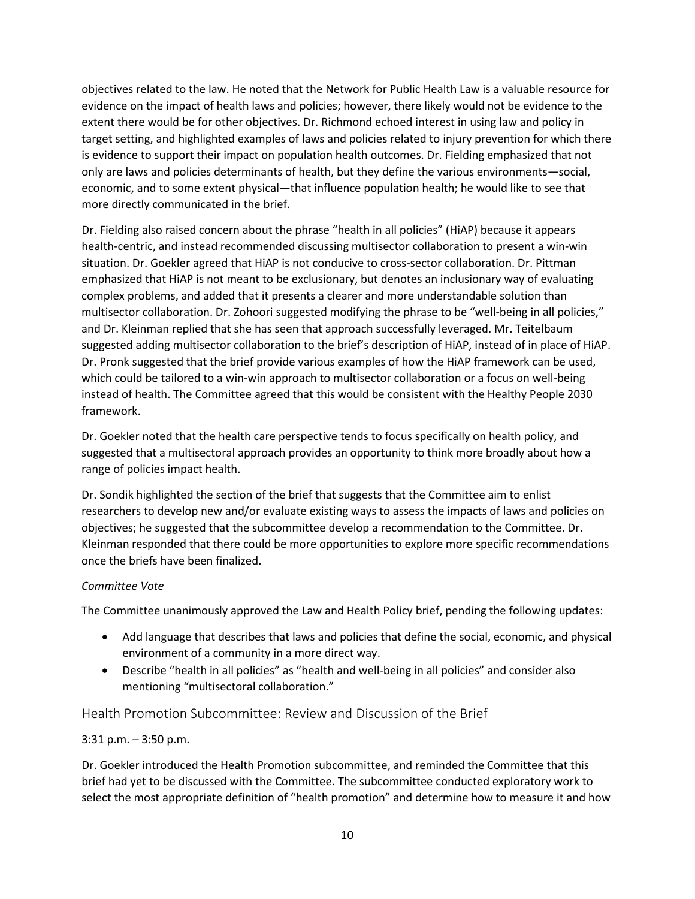objectives related to the law. He noted that the Network for Public Health Law is a valuable resource for evidence on the impact of health laws and policies; however, there likely would not be evidence to the extent there would be for other objectives. Dr. Richmond echoed interest in using law and policy in target setting, and highlighted examples of laws and policies related to injury prevention for which there is evidence to support their impact on population health outcomes. Dr. Fielding emphasized that not only are laws and policies determinants of health, but they define the various environments—social, economic, and to some extent physical—that influence population health; he would like to see that more directly communicated in the brief.

Dr. Fielding also raised concern about the phrase "health in all policies" (HiAP) because it appears health-centric, and instead recommended discussing multisector collaboration to present a win-win situation. Dr. Goekler agreed that HiAP is not conducive to cross-sector collaboration. Dr. Pittman emphasized that HiAP is not meant to be exclusionary, but denotes an inclusionary way of evaluating complex problems, and added that it presents a clearer and more understandable solution than multisector collaboration. Dr. Zohoori suggested modifying the phrase to be "well-being in all policies," and Dr. Kleinman replied that she has seen that approach successfully leveraged. Mr. Teitelbaum suggested adding multisector collaboration to the brief's description of HiAP, instead of in place of HiAP. Dr. Pronk suggested that the brief provide various examples of how the HiAP framework can be used, which could be tailored to a win-win approach to multisector collaboration or a focus on well-being instead of health. The Committee agreed that this would be consistent with the Healthy People 2030 framework.

Dr. Goekler noted that the health care perspective tends to focus specifically on health policy, and suggested that a multisectoral approach provides an opportunity to think more broadly about how a range of policies impact health.

Dr. Sondik highlighted the section of the brief that suggests that the Committee aim to enlist researchers to develop new and/or evaluate existing ways to assess the impacts of laws and policies on objectives; he suggested that the subcommittee develop a recommendation to the Committee. Dr. Kleinman responded that there could be more opportunities to explore more specific recommendations once the briefs have been finalized.

*Committee Vote*

The Committee unanimously approved the Law and Health Policy brief, pending the following updates:

- Add language that describes that laws and policies that define the social, economic, and physical environment of a community in a more direct way.
- Describe "health in all policies" as "health and well-being in all policies" and consider also mentioning "multisectoral collaboration."

## Health Promotion Subcommittee: Review and Discussion of the Brief

3:31 p.m. – 3:50 p.m.

Dr. Goekler introduced the Health Promotion subcommittee, and reminded the Committee that this brief had yet to be discussed with the Committee. The subcommittee conducted exploratory work to select the most appropriate definition of "health promotion" and determine how to measure it and how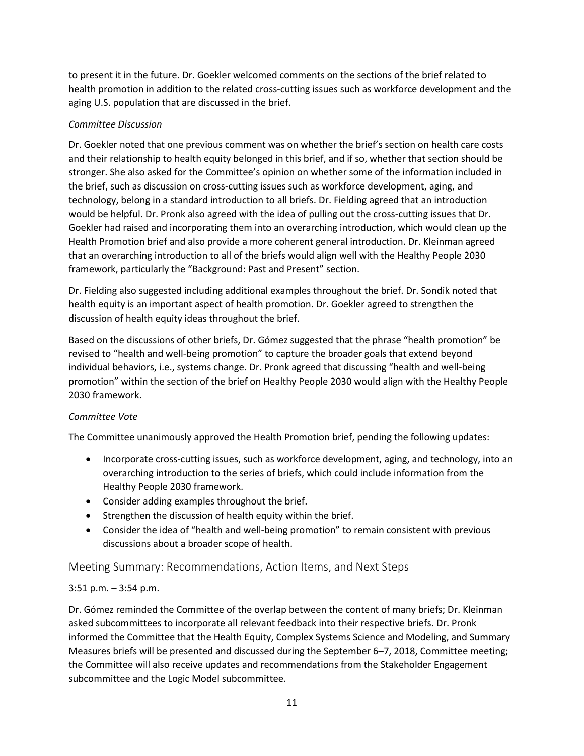to present it in the future. Dr. Goekler welcomed comments on the sections of the brief related to health promotion in addition to the related cross-cutting issues such as workforce development and the aging U.S. population that are discussed in the brief.

*Committee Discussion*

Dr. Goekler noted that one previous comment was on whether the brief's section on health care costs and their relationship to health equity belonged in this brief, and if so, whether that section should be stronger. She also asked for the Committee's opinion on whether some of the information included in the brief, such as discussion on cross-cutting issues such as workforce development, aging, and technology, belong in a standard introduction to all briefs. Dr. Fielding agreed that an introduction would be helpful. Dr. Pronk also agreed with the idea of pulling out the cross-cutting issues that Dr. Goekler had raised and incorporating them into an overarching introduction, which would clean up the Health Promotion brief and also provide a more coherent general introduction. Dr. Kleinman agreed that an overarching introduction to all of the briefs would align well with the Healthy People 2030 framework, particularly the "Background: Past and Present" section.

Dr. Fielding also suggested including additional examples throughout the brief. Dr. Sondik noted that health equity is an important aspect of health promotion. Dr. Goekler agreed to strengthen the discussion of health equity ideas throughout the brief.

Based on the discussions of other briefs, Dr. Gómez suggested that the phrase "health promotion" be revised to "health and well-being promotion" to capture the broader goals that extend beyond individual behaviors, i.e., systems change. Dr. Pronk agreed that discussing "health and well-being promotion" within the section of the brief on Healthy People 2030 would align with the Healthy People 2030 framework.

*Committee Vote*

The Committee unanimously approved the Health Promotion brief, pending the following updates:

- Incorporate cross-cutting issues, such as workforce development, aging, and technology, into an overarching introduction to the series of briefs, which could include information from the Healthy People 2030 framework.
- Consider adding examples throughout the brief.
- Strengthen the discussion of health equity within the brief.
- Consider the idea of "health and well-being promotion" to remain consistent with previous discussions about a broader scope of health.

## Meeting Summary: Recommendations, Action Items, and Next Steps

3:51 p.m. – 3:54 p.m.

Dr. Gómez reminded the Committee of the overlap between the content of many briefs; Dr. Kleinman asked subcommittees to incorporate all relevant feedback into their respective briefs. Dr. Pronk informed the Committee that the Health Equity, Complex Systems Science and Modeling, and Summary Measures briefs will be presented and discussed during the September 6–7, 2018, Committee meeting; the Committee will also receive updates and recommendations from the Stakeholder Engagement subcommittee and the Logic Model subcommittee.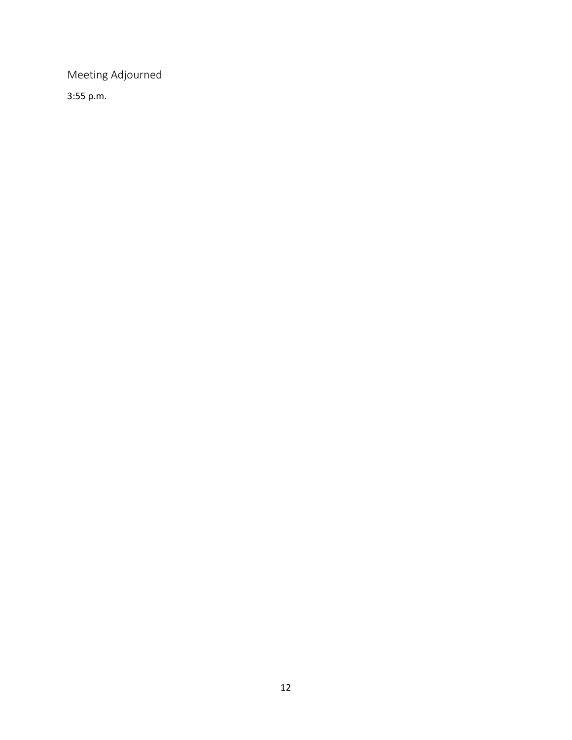## Meeting Adjourned

3:55 p.m.